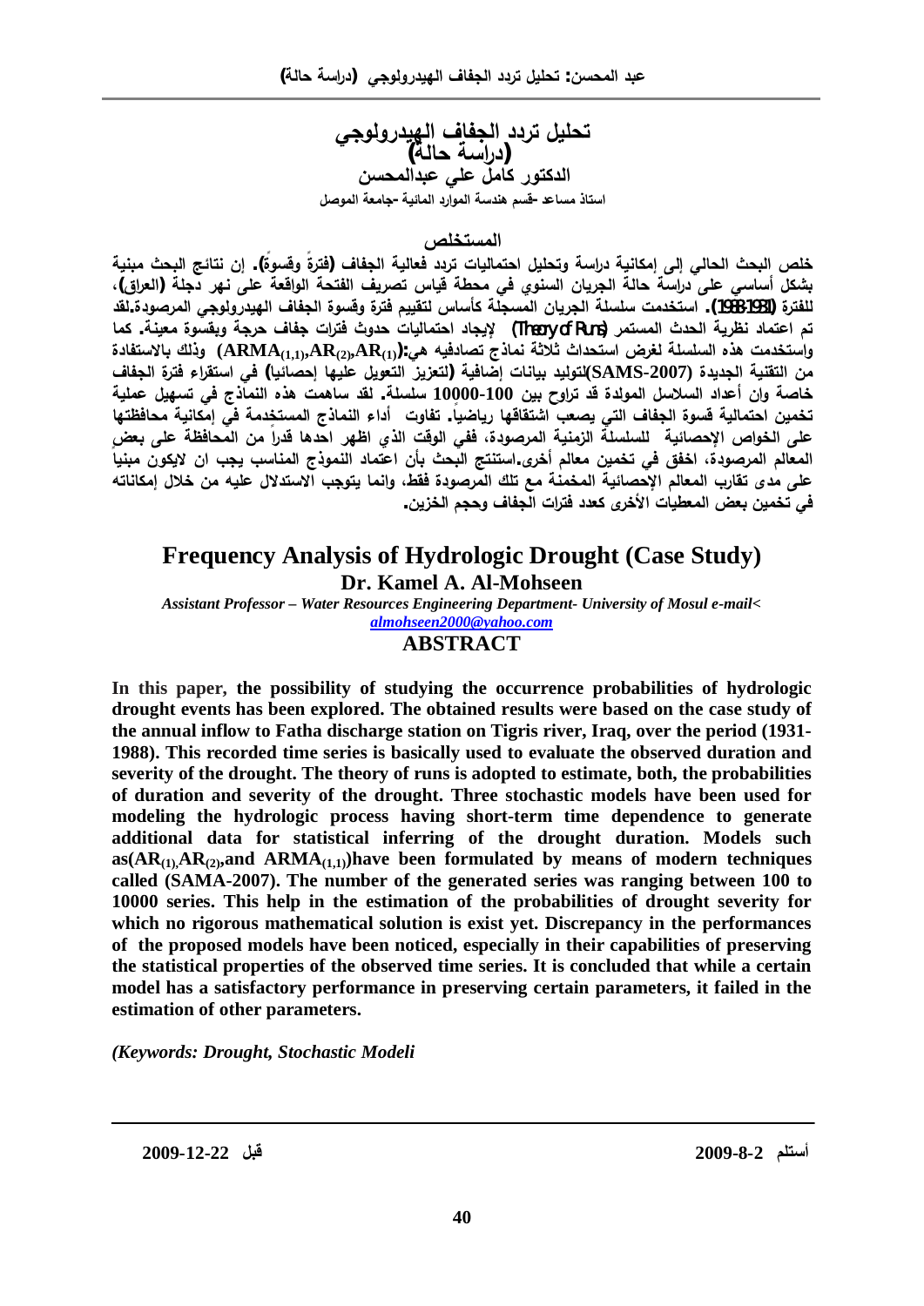# تحليل تردد الجفاف الهيدرولوجي
## (دراسة حالة)

**الدكتور كامل علي عبدالمحسن**

استاذ مساعد -قسم هندسة الموارد المائية -جامعة الموصل

## المستخلص

خلص البحث الحالي إلى إمكانية دراسة وتحليل احتماليات تردد فعالية الجفاف (فترةً وقسوةً). إن نتائج البحث مبنية بشكل أساسي على دراسة حالة الجريان السنوي في محطة قياس تصريف الفتحة الواقعة على نهر دجلة (العراق)، للفترة (1931-1988). استخدمت سلسلة الجريان المسجلة كأساس لتقييم فترة وقسوة الجفاف الهيدرولوجي المرصودة.لقد تم اعتماد نظرية الحدث المستمر (Theory of Runs) لإيجاد احتماليات حدوث فترات جفاف حرجة وبقسوة معينة. كما واستخدمت هذه السلسلة لغرض استحداث ثلاثة نماذج تصادفيه هي:($ARMA_{(1,1)}$,$AR_{(2)}$,$AR_{(1)}$) وذلك بالاستفادة من التقنية الجديدة (SAMS-2007)لتوليد بيانات إضافية (لتعزيز التعويل عليها إحصائيا) في استقراء فترة الجفاف خاصة وان أعداد السلاسل المولدة قد تراوح بين 100-10000 سلسلة. لقد ساهمت هذه النماذج في تسهيل عملية تخمين احتمالية قسوة الجفاف التي يصعب اشتقاقها رياضياً. تفاوت أداء النماذج المستخدمة في إمكانية محافظتها على الخواص الإحصائية للسلسلة الزمنية المرصودة، ففي الوقت الذي اظهر احدها قدراً من المحافظة على بعض المعالم المرصودة، اخفق في تخمين معالم أخرى.استنتج البحث بأن اعتماد النموذج المناسب يجب ان لايكون مبنياً على مدى تقارب المعالم الإحصائية المخمنة مع تلك المرصودة فقط، وانما يتوجب الاستدلال عليه من خلال إمكاناته في تخمين بعض المعطيات الأخرى كعدد فترات الجفاف وحجم الخزين.

# Frequency Analysis of Hydrologic Drought (Case Study)

**Dr. Kamel A. Al-Mohseen**

*Assistant Professor – Water Resources Engineering Department- University of Mosul e-mail< almohseen2000@yahoo.com*

## ABSTRACT

**In this paper, the possibility of studying the occurrence probabilities of hydrologic drought events has been explored. The obtained results were based on the case study of the annual inflow to Fatha discharge station on Tigris river, Iraq, over the period (1931-1988). This recorded time series is basically used to evaluate the observed duration and severity of the drought. The theory of runs is adopted to estimate, both, the probabilities of duration and severity of the drought. Three stochastic models have been used for modeling the hydrologic process having short-term time dependence to generate additional data for statistical inferring of the drought duration. Models such as($AR_{(1)}$,$AR_{(2)}$,and $ARMA_{(1,1)}$)have been formulated by means of modern techniques called (SAMA-2007). The number of the generated series was ranging between 100 to 10000 series. This help in the estimation of the probabilities of drought severity for which no rigorous mathematical solution is exist yet. Discrepancy in the performances of the proposed models have been noticed, especially in their capabilities of preserving the statistical properties of the observed time series. It is concluded that while a certain model has a satisfactory performance in preserving certain parameters, it failed in the estimation of other parameters.**

*(Keywords: Drought, Stochastic Modeli*

أستلم 2-8-2009 قبل 22-12-2009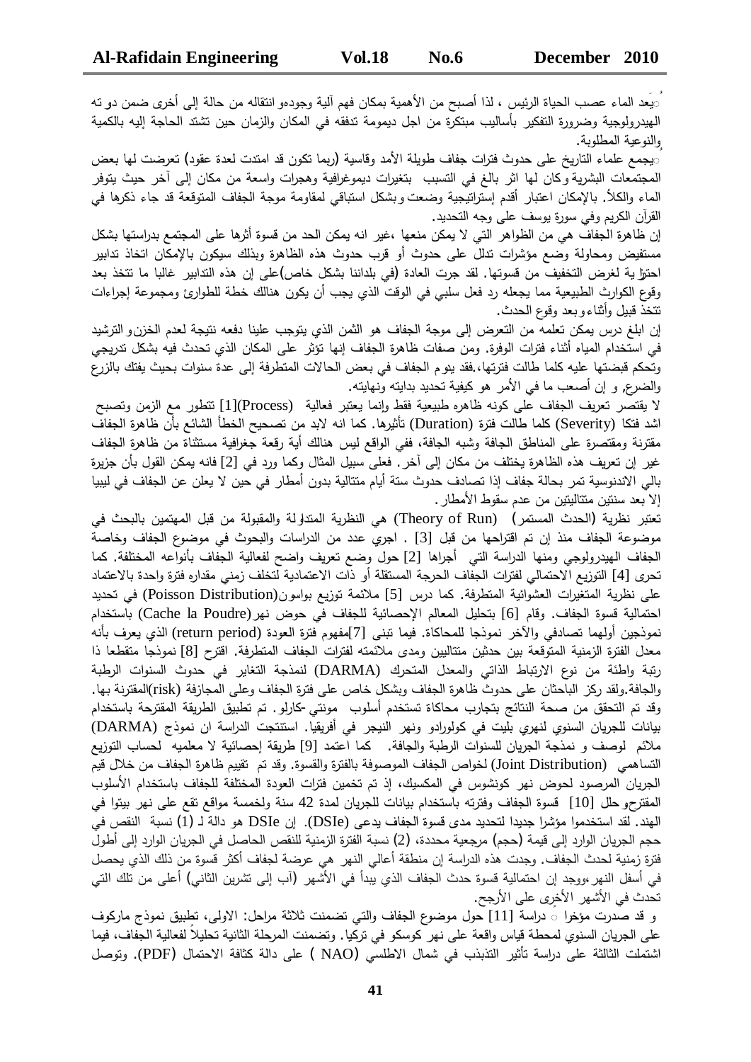يُعد الماء عصب الحياة الرئيس ، لذا أصبح من الأهمية بمكان فهم آلية وجودهو انتقاله من حالة إلى أخرى ضمن دو ته الهيدرولوجية وضرورة التفكير بأساليب مبتكرة من اجل ديمومة تدفقه في المكان والزمان حين تشتد الحاجة إليه بالكمية والنوعية المطلوبة.

يجمع علماء التاريخ على حدوث فترات جفاف طويلة الأمد وقاسية (ربما تكون قد امتدت لعدة عقود) تعرضت لها بعض المجتمعات البشرية وكان لها اثر بالغ في التسبب بتغيرات ديموغرافية وهجرات واسعة من مكان إلى آخر حيث يتوفر الماء والكلأ. بالإمكان اعتبار أقدم إستراتيجية وضعت وبشكل استباقي لمقاومة موجة الجفاف المتوقعة قد جاء ذكرها في القرآن الكريم وفي سورة يوسف على وجه التحديد.

إن ظاهرة الجفاف هي من الظواهر التي لا يمكن منعها ،غير انه يمكن الحد من قسوة أثرها على المجتمع بدراستها بشكل مستفيض ومحاولة وضع مؤشرات تدلل على حدوث أو قرب حدوث هذه الظاهرة وبذلك سيكون بالإمكان اتخاذ تدابير احترازية لغرض التخفيف من قسوتها. لقد جرت العادة (في بلداننا بشكل خاص)على إن هذه التدابير غالبا ما تتخذ بعد وقوع الكوارث الطبيعية مما يجعله رد فعل سلبي في الوقت الذي يجب أن يكون هنالك خطة للطوارئ ومجموعة إجراءات تتخذ قبيل وأثناء وبعد وقوع الحدث.

إن ابلغ درس يمكن تعلمه من التعرض إلى موجة الجفاف هو الثمن الذي يتوجب علينا دفعه نتيجة لعدم الخزن والترشيد في استخدام المياه أثناء فترات الوفرة. ومن صفات ظاهرة الجفاف إنها تؤثر على المكان الذي تحدث فيه بشكل تدريجي وتحكم قبضتها عليه كلما طالت فترتها،.فقد يدوم الجفاف في بعض الحالات المتطرفة إلى عدة سنوات بحيث يفتك بالزرع والضرع, و إن أصعب ما في الأمر هو كيفية تحديد بدايته ونهايته.

لا يقتصر تعريف الجفاف على كونه ظاهره طبيعية فقط وإنما يعتبر فعالية (Process)[1] تتطور مع الزمن وتصبح اشد فتكا (Severity) كلما طالت فترة (Duration) تأثيرها. كما انه لابد من تصحيح الخطأ الشائع بأن ظاهرة الجفاف مقترنة ومقتصرة على المناطق الجافة وشبه الجافة، ففي الواقع ليس هنالك أية رقعة جغرافية مستثناة من ظاهرة الجفاف غير إن تعريف هذه الظاهرة يختلف من مكان إلى آخر. فعلى سبيل المثال وكما ورد في [2] فانه يمكن القول بأن جزيرة بالي الاندنوسية تمر بحالة جفاف إذا تصادف حدوث ستة أيام متتالية بدون أمطار في حين لا يعلن عن الجفاف في ليبيا إلا بعد سنتين متتاليتين من عدم سقوط الأمطار.

تعتبر نظرية (الحدث المستمر) (Theory of Run) هي النظرية المتداولة والمقبولة من قبل المهتمين بالبحث في موضوعة الجفاف منذ إن تم اقتراحها من قبل [3] . اجري عدد من الدراسات والبحوث في موضوع الجفاف وخاصة الجفاف الهيدرولوجي ومنها الدراسة التي أجراها [2] حول وضع تعريف واضح لفعالية الجفاف بأنواعه المختلفة. كما تحرى [4] التوزيع الاحتمالي لفترات الجفاف الحرجة المستقلة أو ذات الاعتمادية لتخلف زمني مقداره فترة واحدة بالاعتماد على نظرية المتغيرات العشوائية المتطرفة. كما درس [5] ملائمة توزيع بواسون(Poisson Distribution) في تحديد احتمالية قسوة الجفاف. وقام [6] بتحليل المعالم الإحصائية للجفاف في حوض نهر(Cache la Poudre) باستخدام نموذجين أولهما تصادفي والآخر نموذجا للمحاكاة. فيما تبنى [7]مفهوم فترة العودة (return period) الذي يعرف بأنه معدل الفترة الزمنية المتوقعة بين حدثين متتاليين ومدى ملائمته لفترات الجفاف المتطرفة. اقترح [8] نموذجا متقطعا ذا رتبة واطئة من نوع الارتباط الذاتي والمعدل المتحرك (DARMA) لنمذجة التغاير في حدوث السنوات الرطبة والجافة.ولقد ركز الباحثان على حدوث ظاهرة الجفاف وبشكل خاص على فترة الجفاف وعلى المجازفة (risk)المقترنة بها. وقد تم التحقق من صحة النتائج بتجارب محاكاة تستخدم أسلوب مونتي-كارلو. تم تطبيق الطريقة المقترحة باستخدام بيانات للجريان السنوي لنهري بليت في كولورادو ونهر النيجر في أفريقيا. استنتجت الدراسة ان نموذج (DARMA) ملائم لوصف و نمذجة الجريان للسنوات الرطبة والجافة. كما اعتمد [9] طريقة إحصائية لا معلميه لحساب التوزيع التساهمي (Joint Distribution) لخواص الجفاف الموصوفة بالفترة والقسوة. وقد تم تقييم ظاهرة الجفاف من خلال قيم الجريان المرصود لحوض نهر كونشوس في المكسيك، إذ تم تخمين فترات العودة المختلفة للجفاف باستخدام الأسلوب المقترح.و حلل [10] قسوة الجفاف وفترته باستخدام بيانات للجريان لمدة 42 سنة ولخمسة مواقع تقع على نهر بيتوا في الهند. لقد استخدموا مؤشرا جديدا لتحديد مدى قسوة الجفاف يدعى (DSIe). إن DSIe هو دالة لـ (1) نسبة النقص في حجم الجريان الوارد إلى قيمة (حجم) مرجعية محددة، (2) نسبة الفترة الزمنية للنقص الحاصل في الجريان الوارد إلى أطول فترة زمنية لحدث الجفاف. وجدت هذه الدراسة إن منطقة أعالي النهر هي عرضة لجفاف أكثر قسوة من ذلك الذي يحصل في أسفل النهر ،ووجد إن احتمالية قسوة حدث الجفاف الذي يبدأ في الأشهر (آب إلى تشرين الثاني) أعلى من تلك التي تحدث في الأشهر الأخرى على الأرجح.

و قد صدرت مؤخرا دراسة [11] حول موضوع الجفاف والتي تضمنت ثلاثة مراحل: الاولى، تطبيق نموذج ماركوف على الجريان السنوي لمحطة قياس واقعة على نهر كوسكو في تركيا. وتضمنت المرحلة الثانية تحليلاً لفعالية الجفاف، فيما اشتملت الثالثة على دراسة تأثير التذبذب في شمال الاطلسي (NAO ) على دالة كثافة الاحتمال (PDF). وتوصل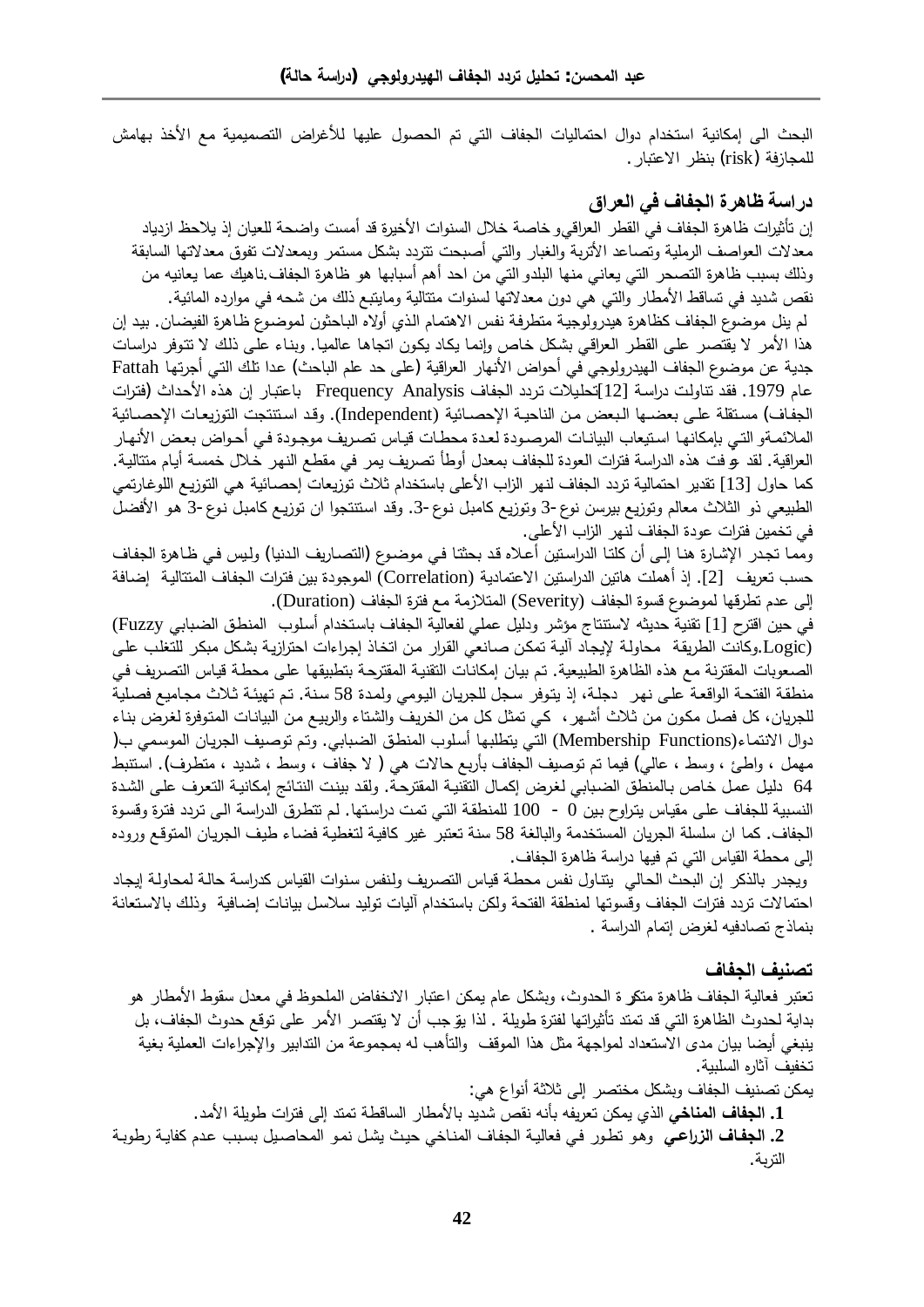البحث الى إمكانية استخدام دوال احتماليات الجفاف التي تم الحصول عليها للأغراض التصميمية مع الأخذ بهامش للمجازفة (risk) بنظر الاعتبار.

## دراسة ظاهرة الجفاف في العراق

إن تأثيرات ظاهرة الجفاف في القطر العراقيو خاصة خلال السنوات الأخيرة قد أمست واضحة للعيان إذ يلاحظ ازدياد معدلات العواصف الرملية وتصاعد الأتربة والغبار والتي أصبحت تتردد بشكل مستمر وبمعدلات تفوق معدلاتها السابقة وذلك بسبب ظاهرة التصحر التي يعاني منها البلدو التي من احد أهم أسبابها هو ظاهرة الجفاف.ناهيك عما يعانيه من نقص شديد في تساقط الأمطار والتي هي دون معدلاتها لسنوات متتالية ومايتبع ذلك من شحه في موارده المائية.

لم ينل موضوع الجفاف كظاهرة هيدرولوجية متطرفة نفس الاهتمام الذي أولاه الباحثون لموضوع ظاهرة الفيضان. بيد إن هذا الأمر لا يقتصر على القطر العراقي بشكل خاص وإنما يكاد يكون اتجاها عالميا. وبناء على ذلك لا تتوفر دراسات جدية عن موضوع الجفاف الهيدرولوجي في أحواض الأنهار العراقية (على حد علم الباحث) عدا تلك التي أجرتها Fattah عام 1979. فقد تناولت دراسة [12]تحليلات تردد الجفاف Frequency Analysis باعتبار إن هذه الأحداث (فترات الجفاف) مستقلة على بعضها البعض من الناحية الإحصائية (Independent). وقد استنتجت التوزيعات الإحصائية الملائمةو التي بإمكانها استيعاب البيانات المرصودة لعدة محطات قياس تصريف موجودة في أحواض بعض الأنهار العراقية. لقد عُرفت هذه الدراسة فترات العودة للجفاف بمعدل أوطأ تصريف يمر في مقطع النهر خلال خمسة أيام متتالية. كما حاول [13] تقدير احتمالية تردد الجفاف لنهر الزاب الأعلى باستخدام ثلاث توزيعات إحصائية هي التوزيع اللوغارتمي الطبيعي ذو الثلاث معالم وتوزيع بيرسن نوع-3 وتوزيع كامبل نوع-3. وقد استنتجوا ان توزيع كامبل نوع-3 هو الأفضل في تخمين فترات عودة الجفاف لنهر الزاب الأعلى.

ومما تجدر الإشارة هنا إلى أن كلتا الدراستين أعلاه قد بحثتا في موضوع (التصاريف الدنيا) وليس في ظاهرة الجفاف حسب تعريف [2]. إذ أهملت هاتين الدراستين الاعتمادية (Correlation) الموجودة بين فترات الجفاف المتتالية إضافة إلى عدم تطرقها لموضوع قسوة الجفاف (Severity) المتلازمة مع فترة الجفاف (Duration).

في حين اقترح [1] تقنية حديثه لاستنتاج مؤشر ودليل عملي لفعالية الجفاف باستخدام أسلوب المنطق الضبابي Fuzzy) (Logic.وكانت الطريقة محاولة لإيجاد آلية تمكن صانعي القرار من اتخاذ إجراءات احترازية بشكل مبكر للتغلب على الصعوبات المقترنة مع هذه الظاهرة الطبيعية. تم بيان إمكانات التقنية المقترحة بتطبيقها على محطة قياس التصريف في منطقة الفتحة الواقعة على نهر دجلة، إذ يتوفر سجل للجريان اليومي ولمدة 58 سنة. تم تهيئة ثلاث مجاميع فصلية للجريان، كل فصل مكون من ثلاث أشهر، كي تمثل كل من الخريف والشتاء والربيع من البيانات المتوفرة لغرض بناء دوال الانتماء(Membership Functions) التي يتطلبها أسلوب المنطق الضبابي. وتم توصيف الجريان الموسمي بـ( مهمل ، واطئ ، وسط ، عالي) فيما تم توصيف الجفاف بأربع حالات هي ( لا جفاف ، وسط ، شديد ، متطرف). استنبط 64 دليل عمل خاص بالمنطق الضبابي لغرض إكمال التقنية المقترحة. ولقد بينت النتائج إمكانية التعرف على الشدة النسبية للجفاف على مقياس يتراوح بين 0 - 100 للمنطقة التي تمت دراستها. لم تتطرق الدراسة الى تردد فترة وقسوة الجفاف. كما ان سلسلة الجريان المستخدمة والبالغة 58 سنة تعتبر غير كافية لتغطية فضاء طيف الجريان المتوقع وروده إلى محطة القياس التي تم فيها دراسة ظاهرة الجفاف.

ويجدر بالذكر إن البحث الحالي يتناول نفس محطة قياس التصريف ولنفس سنوات القياس كدراسة حالة لمحاولة إيجاد احتمالات تردد فترات الجفاف وقسوتها لمنطقة الفتحة ولكن باستخدام آليات توليد سلاسل بيانات إضافية وذلك بالاستعانة بنماذج تصادفيه لغرض إتمام الدراسة .

## تصنيف الجفاف

تعتبر فعالية الجفاف ظاهرة متكررة الحدوث، وبشكل عام يمكن اعتبار الانخفاض الملحوظ في معدل سقوط الأمطار هو بداية لحدوث الظاهرة التي قد تمتد تأثيراتها لفترة طويلة . لذا يجب أن لا يقتصر الأمر على توقع حدوث الجفاف، بل ينبغي أيضا بيان مدى الاستعداد لمواجهة مثل هذا الموقف والتأهب له بمجموعة من التدابير والإجراءات العملية بغية تخفيف آثاره السلبية.

يمكن تصنيف الجفاف وبشكل مختصر إلى ثلاثة أنواع هي:

1. **الجفاف المناخي** الذي يمكن تعريفه بأنه نقص شديد بالأمطار الساقطة تمتد إلى فترات طويلة الأمد.
2. **الجفاف الزراعي** وهو تطور في فعالية الجفاف المناخي حيث يشل نمو المحاصيل بسبب عدم كفاية رطوبة التربة.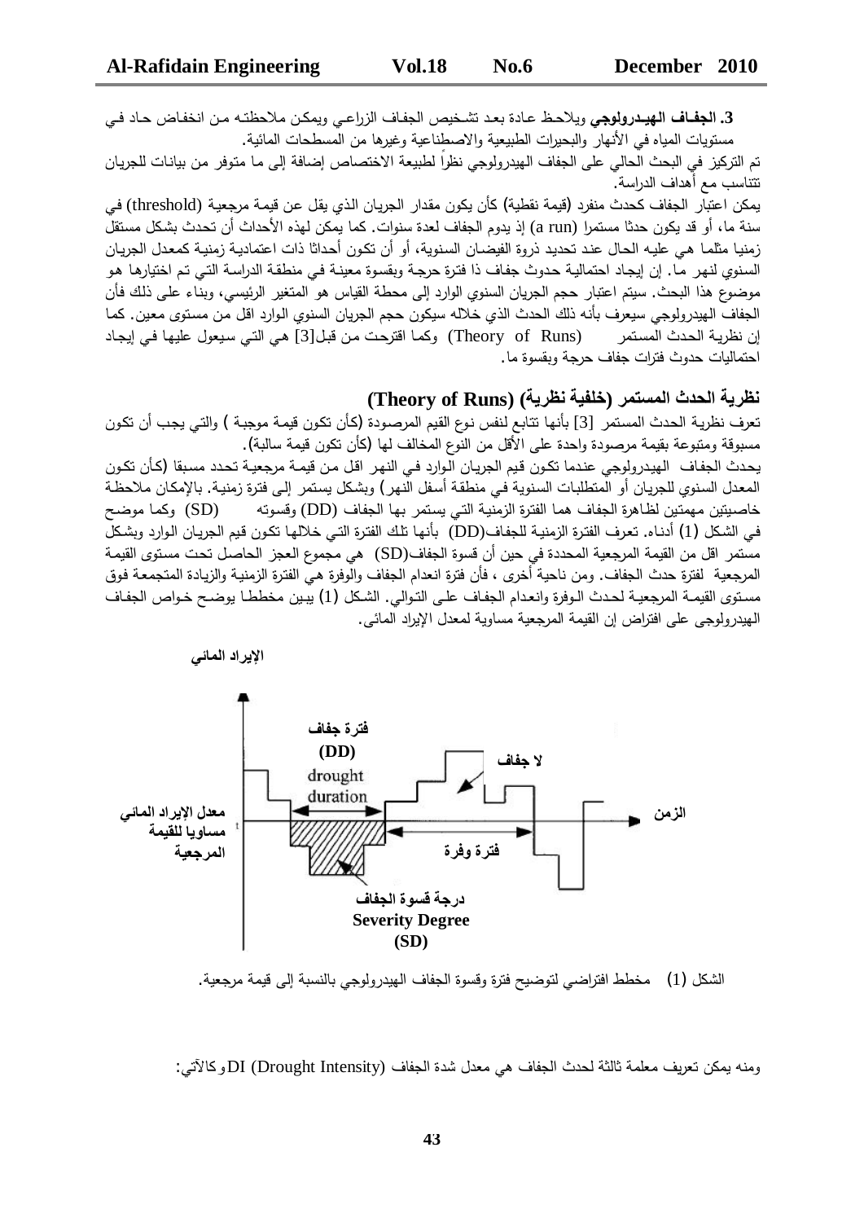**3. الجفـاف الهيـدرولوجي** ويلاحظ عادة بعد تشخيص الجفاف الزراعي ويمكن ملاحظته من انخفاض حاد في مستويات المياه في الأنهار والبحيرات الطبيعية والاصطناعية وغيرها من المسطحات المائية.

تم التركيز في البحث الحالي على الجفاف الهيدرولوجي نظراً لطبيعة الاختصاص إضافة إلى ما متوفر من بيانات للجريان تتناسب مع أهداف الدراسة.

يمكن اعتبار الجفاف كحدث منفرد (قيمة نقطية) كأن يكون مقدار الجريان الذي يقل عن قيمة مرجعية (threshold) في سنة ما، أو قد يكون حدثا مستمرا (a run) إذ يدوم الجفاف لعدة سنوات. كما يمكن لهذه الأحداث أن تحدث بشكل مستقل زمنيا مثلما هي عليه الحال عند تحديد ذروة الفيضان السنوية، أو أن تكون أحداثا ذات اعتمادية زمنية كمعدل الجريان السنوي لنهر ما. إن إيجاد احتمالية حدوث جفاف ذا فترة حرجة وبقسوة معينة في منطقة الدراسة التي تم اختيارها هو موضوع هذا البحث. سيتم اعتبار حجم الجريان السنوي الوارد إلى محطة القياس هو المتغير الرئيسي، وبناء على ذلك فأن الجفاف الهيدرولوجي سيعرف بأنه ذلك الحدث الذي خلاله سيكون حجم الجريان السنوي الوارد اقل من مستوى معين. كما إن نظرية الحدث المستمر (Theory of Runs) وكما اقترحت من قبل[3] هي التي سيعول عليها في إيجاد احتماليات حدوث فترات جفاف حرجة وبقسوة ما.

## نظرية الحدث المستمر (خلفية نظرية) (Theory of Runs)

تعرف نظرية الحدث المستمر [3] بأنها تتابع لنفس نوع القيم المرصودة (كأن تكون قيمة موجبة) والتي يجب أن تكون مسبوقة ومتبوعة بقيمة مرصودة واحدة على الأقل من النوع المخالف لها (كأن تكون قيمة سالبة).

يحدث الجفاف الهيدرولوجي عندما تكون قيم الجريان الوارد في النهر اقل من قيمة مرجعية تحدد مسبقا (كأن تكون المعدل السنوي للجريان أو المتطلبات السنوية في منطقة أسفل النهر) وبشكل يستمر إلى فترة زمنية. بالإمكان ملاحظة خاصيتين مهمتين لظاهرة الجفاف هما الفترة الزمنية التي يستمر بها الجفاف (DD) وقسوته (SD) وكما موضح في الشكل (1) أدناه. تعرف الفترة الزمنية للجفاف(DD) بأنها تلك الفترة التي خلالها تكون قيم الجريان الوارد وبشكل مستمر اقل من القيمة المرجعية المحددة في حين أن قسوة الجفاف(SD) هي مجموع العجز الحاصل تحت مستوى القيمة المرجعية لفترة حدث الجفاف. ومن ناحية أخرى ، فأن فترة انعدام الجفاف والوفرة هي الفترة الزمنية والزيادة المتجمعة فوق مستوى القيمة المرجعية لحدث الوفرة وانعدام الجفاف على التوالي. الشكل (1) يبين مخططا يوضح خواص الجفاف الهيدرولوجي على افتراض إن القيمة المرجعية مساوية لمعدل الإيراد المائي.

الشكل (1) مخطط افتراضي لتوضيح فترة وقسوة الجفاف الهيدرولوجي بالنسبة إلى قيمة مرجعية.

ومنه يمكن تعريف معلمة ثالثة لحدث الجفاف هي معدل شدة الجفاف (DI (Drought Intensity وكالآتي: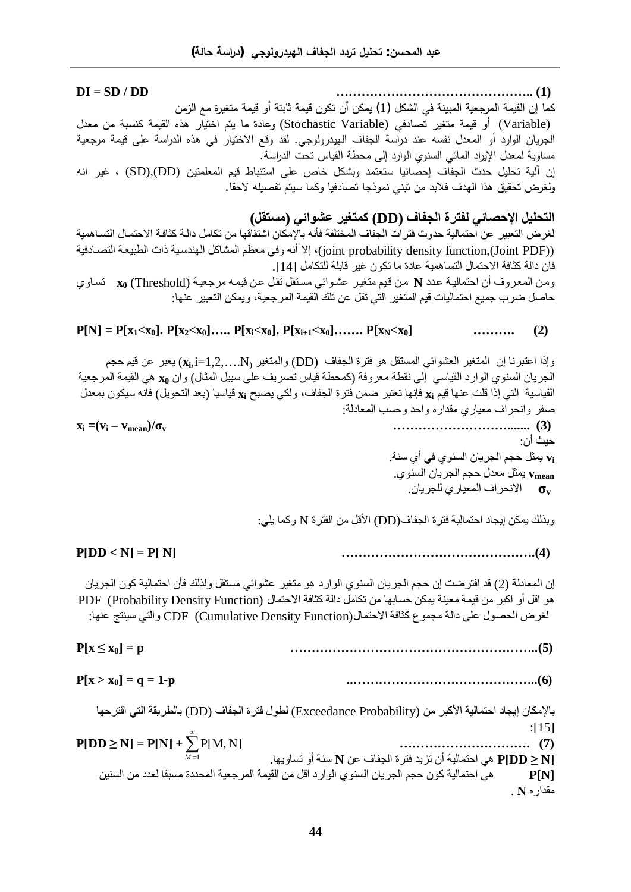$$DI = SD / DD \quad \text{.......................................... (1)}$$

كما إن القيمة المرجعية المبينة في الشكل (1) يمكن أن تكون قيمة ثابتة أو قيمة متغيرة مع الزمن (Variable) أو قيمة متغير تصادفي (Stochastic Variable) وعادة ما يتم اختيار هذه القيمة كنسبة من معدل الجريان الوارد أو المعدل نفسه عند دراسة الجفاف الهيدرولوجي. لقد وقع الاختيار في هذه الدراسة على قيمة مرجعية مساوية لمعدل الإيراد المائي السنوي الوارد إلى محطة القياس تحت الدراسة.

إن آلية تحليل حدث الجفاف إحصائيا ستعتمد وبشكل خاص على استنباط قيم المعلمتين (SD),(DD) ، غير انه ولغرض تحقيق هذا الهدف فلابد من تبني نموذجا تصادفيا وكما سيتم تفصيله لاحقا.

## التحليل الإحصائي لفترة الجفاف (DD) كمتغير عشوائي (مستقل)

لغرض التعبير عن احتمالية حدوث فترات الجفاف المختلفة فأنه بالإمكان اشتقاقها من تكامل دالة كثافة الاحتمال التساهمية ((joint probability density function,(Joint PDF))، إلا أنه وفي معظم المشاكل الهندسية ذات الطبيعة التصادفية فان دالة كثافة الاحتمال التساهمية عادة ما تكون غير قابلة للتكامل [14].

ومن المعروف أن احتمالية عدد **N** من قيم متغير عشوائي مستقل تقل عن قيمه مرجعية (Threshold) $x_0$ تساوي حاصل ضرب جميع احتماليات قيم المتغير التي تقل عن تلك القيمة المرجعية، ويمكن التعبير عنها:

$$P[N] = P[x_1<x_0].\ P[x_2<x_0] \ldots\ P[x_i<x_0].\ P[x_{i+1}<x_0] \ldots\ P[x_N<x_0] \quad \text{.......... (2)}$$

وإذا اعتبرنا إن المتغير العشوائي المستقل هو فترة الجفاف (DD) والمتغير ($x_i$, i=1,2,….N) يعبر عن قيم حجم الجريان السنوي الوارد القياسي إلى نقطة معروفة (كمحطة قياس تصريف على سبيل المثال) وان $x_0$ هي القيمة المرجعية القياسية التي إذا قلت عنها قيم $x_i$ فإنها تعتبر ضمن فترة الجفاف، ولكي يصبح $x_i$ قياسيا (بعد التحويل) فانه سيكون بمعدل صفر وانحراف معياري مقداره واحد وحسب المعادلة:

$$x_i = (v_i - v_{mean})/\sigma_v \quad \text{.......................... (3)}$$

حيث أن:

$v_i$ يمثل حجم الجريان السنوي في أي سنة.

$v_{mean}$ يمثل معدل حجم الجريان السنوي.

$\sigma_v$ الانحراف المعياري للجريان.

وبذلك يمكن إيجاد احتمالية فترة الجفاف(DD) الأقل من الفترة N وكما يلي:

$$P[DD < N] = P[N] \quad \text{.......................................(4)}$$

إن المعادلة (2) قد افترضت إن حجم الجريان السنوي الوارد هو متغير عشوائي مستقل ولذلك فأن احتمالية كون الجريان هو اقل أو اكبر من قيمة معينة يمكن حسابها من تكامل دالة كثافة الاحتمال (PDF (Probability Density Function لغرض الحصول على دالة مجموع كثافة الاحتمال(CDF (Cumulative Density Function والتي سينتج عنها:

$$P[x \leq x_0] = p \quad \text{..................................................(5)}$$

$$P[x > x_0] = q = 1-p \quad \text{.......................................(6)}$$

بالإمكان إيجاد احتمالية الأكبر من (Exceedance Probability) لطول فترة الجفاف (DD) بالطريقة التي اقترحها [15]:

$$P[DD \geq N] = P[N] + \sum_{M=1}^{\infty} P[M, N] \quad \text{.......................... (7)}$$

**P[DD ≥ N]** هي احتمالية أن تزيد فترة الجفاف عن **N** سنة أو تساويها.

**P[N]** هي احتمالية كون حجم الجريان السنوي الوارد اقل من القيمة المرجعية المحددة مسبقا لعدد من السنين مقداره **N** .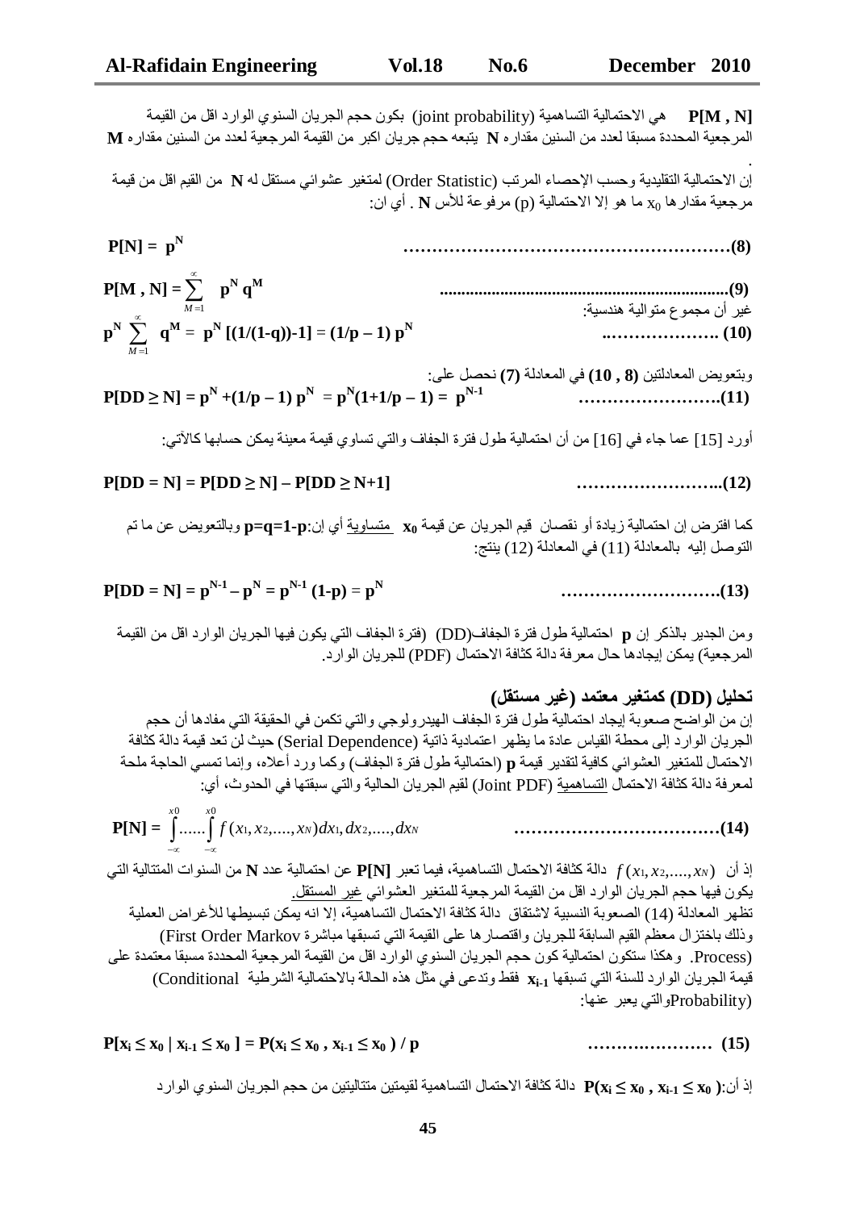$P[M , N]$ هي الاحتمالية التساهمية (joint probability) بكون حجم الجريان السنوي الوارد اقل من القيمة المرجعية المحددة مسبقا لعدد من السنين مقداره $N$ يتبعه حجم جريان اكبر من القيمة المرجعية لعدد من السنين مقداره $M$ .

إن الاحتمالية التقليدية وحسب الإحصاء المرتب (Order Statistic) لمتغير عشوائي مستقل له $N$ من القيم اقل من قيمة مرجعية مقدارها $x_0$ ما هو إلا الاحتمالية (p) مرفوعة للأس $N$ . أي ان:

$$P[N] = p^N \qquad \text{……………………………………………………(8)}$$

$$P[M , N] = \sum_{M=1}^{\infty} p^N q^M \qquad \text{...............................................(9)}$$

غير أن مجموع متوالية هندسية:

$$p^N \sum_{M=1}^{\infty} q^M = p^N [(1/(1-q))-1] = (1/p - 1)\, p^N \qquad \text{..………………. (10)}$$

وبتعويض المعادلتين **(8 , 10)** في المعادلة **(7)** نحصل على:

$$P[DD \geq N] = p^N + (1/p - 1)\, p^N = p^N(1+1/p - 1) = p^{N-1} \qquad \text{……………………..(11)}$$

أورد [15] عما جاء في [16] من أن احتمالية طول فترة الجفاف والتي تساوي قيمة معينة يمكن حسابها كالآتي:

$$P[DD = N] = P[DD \geq N] - P[DD \geq N+1] \qquad \text{……………………...(12)}$$

كما افترض إن احتمالية زيادة أو نقصان قيم الجريان عن قيمة $x_0$ متساوية أي إن: $p=q=1-p$ وبالتعويض عن ما تم التوصل إليه بالمعادلة (11) في المعادلة (12) ينتج:

$$P[DD = N] = p^{N-1} - p^N = p^{N-1}(1-p) = p^N \qquad \text{……………………….(13)}$$

ومن الجدير بالذكر إن $p$ احتمالية طول فترة الجفاف(DD) (فترة الجفاف التي يكون فيها الجريان الوارد اقل من القيمة المرجعية) يمكن إيجادها حال معرفة دالة كثافة الاحتمال (PDF) للجريان الوارد.

## تحليل (DD) كمتغير معتمد (غير مستقل)

إن من الواضح صعوبة إيجاد احتمالية طول فترة الجفاف الهيدرولوجي والتي تكمن في الحقيقة التي مفادها أن حجم الجريان الوارد إلى محطة القياس عادة ما يظهر اعتمادية ذاتية (Serial Dependence) حيث لن تعد قيمة دالة كثافة الاحتمال للمتغير العشوائي كافية لتقدير قيمة $p$ (احتمالية طول فترة الجفاف) وكما ورد أعلاه، وإنما تمسي الحاجة ملحة لمعرفة دالة كثافة الاحتمال التساهمية (Joint PDF) لقيم الجريان الحالية والتي سبقتها في الحدوث، أي:

$$P[N] = \int_{-\infty}^{x0} \ldots\ldots \int_{-\infty}^{x0} f(x_1, x_2, \ldots, x_N)\, dx_1, dx_2, \ldots, dx_N \qquad \text{………………………………(14)}$$

إذ أن $f(x_1, x_2, \ldots, x_N)$ دالة كثافة الاحتمال التساهمية، فيما تعبر $P[N]$ عن احتمالية عدد $N$ من السنوات المتتالية التي يكون فيها حجم الجريان الوارد اقل من القيمة المرجعية للمتغير العشوائي غير المستقل.

تظهر المعادلة (14) الصعوبة النسبية لاشتقاق دالة كثافة الاحتمال التساهمية، إلا انه يمكن تبسيطها للأغراض العملية وذلك باختزال معظم القيم السابقة للجريان واقتصارها على القيمة التي تسبقها مباشرة First Order Markov (Process. وهكذا ستكون احتمالية كون حجم الجريان السنوي الوارد اقل من القيمة المرجعية المحددة مسبقا معتمدة على قيمة الجريان الوارد للسنة التي تسبقها $x_{i-1}$ فقط وتدعى في مثل هذه الحالة بالاحتمالية الشرطية Conditional (Probabilityوالتي يعبر عنها:

$$P[x_i \leq x_0 \mid x_{i-1} \leq x_0] = P(x_i \leq x_0 , x_{i-1} \leq x_0) / p \qquad \text{…………………. (15)}$$

إذ أن: $P(x_i \leq x_0 , x_{i-1} \leq x_0)$ دالة كثافة الاحتمال التساهمية لقيمتين متتاليتين من حجم الجريان السنوي الوارد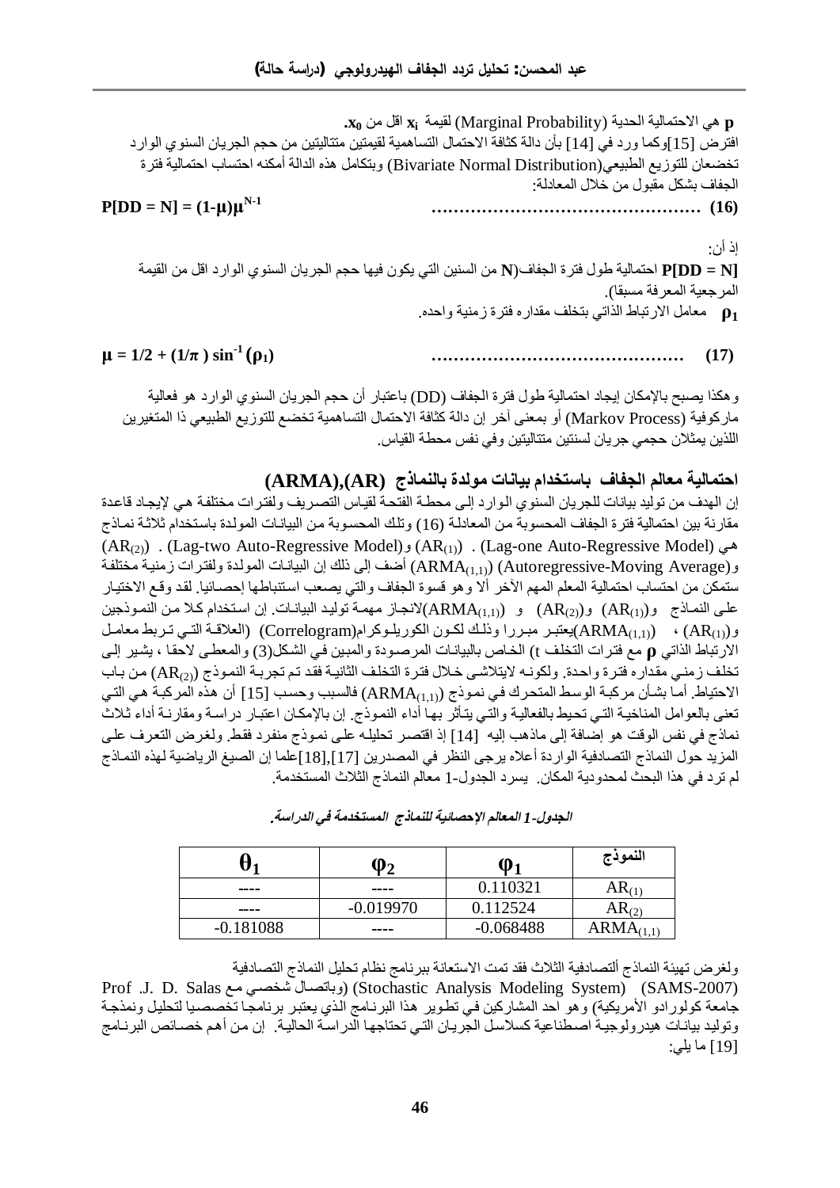**p** هي الاحتمالية الحدية (Marginal Probability) لقيمة $x_i$ اقل من $x_0$.

افترض [15]وكما ورد في [14] بأن دالة كثافة الاحتمال التساهمية لقيمتين متتاليتين من حجم الجريان السنوي الوارد تخضعان للتوزيع الطبيعي(Bivariate Normal Distribution) وبتكامل هذه الدالة أمكنه احتساب احتمالية فترة الجفاف بشكل مقبول من خلال المعادلة:

$$P[DD = N] = (1-\mu)\mu^{N-1} \qquad \ldots\ldots\ldots\ldots\ldots\ldots\ldots\ldots\ldots\ldots\ldots\ldots\ldots\ldots\ldots \quad (16)$$

إذ أن:

**P[DD = N]** احتمالية طول فترة الجفاف(**N** من السنين التي يكون فيها حجم الجريان السنوي الوارد اقل من القيمة المرجعية المعرفة مسبقا).

$\rho_1$ معامل الارتباط الذاتي بتخلف مقداره فترة زمنية واحده.

$$\mu = 1/2 + (1/\pi)\sin^{-1}(\rho_1) \qquad \ldots\ldots\ldots\ldots\ldots\ldots\ldots\ldots\ldots\ldots\ldots\ldots\ldots \quad (17)$$

وهكذا يصبح بالإمكان إيجاد احتمالية طول فترة الجفاف (DD) باعتبار أن حجم الجريان السنوي الوارد هو فعالية ماركوفية (Markov Process) أو بمعنى آخر إن دالة كثافة الاحتمال التساهمية تخضع للتوزيع الطبيعي ذا المتغيرين اللذين يمثلان حجمي جريان لسنتين متتاليتين وفي نفس محطة القياس.

## احتمالية معالم الجفاف باستخدام بيانات مولدة بالنماذج (ARMA),(AR)

إن الهدف من توليد بيانات للجريان السنوي الوارد إلى محطة الفتحة لقياس التصريف ولفترات مختلفة هي لإيجاد قاعدة مقارنة بين احتمالية فترة الجفاف المحسوبة من المعادلة (16) وتلك المحسوبة من البيانات المولدة باستخدام ثلاثة نماذج هي (Lag-one Auto-Regressive Model) . ($AR_{(1)}$) و(Lag-two Auto-Regressive Model) . ($AR_{(2)}$) و(Autoregressive-Moving Average) ($ARMA_{(1,1)}$) أضف إلى ذلك إن البيانات المولدة ولفترات زمنية مختلفة ستمكن من احتساب احتمالية المعلم المهم الآخر ألا وهو قسوة الجفاف والتي يصعب استنباطها إحصائيا. لقد وقع الاختيار على النماذج ($AR_{(1)}$) و($AR_{(2)}$) و ($ARMA_{(1,1)}$)لانجاز مهمة توليد البيانات. إن استخدام كلا من النموذجين ($AR_{(1)}$) ، ($ARMA_{(1,1)}$)يعتبر مبررا وذلك لكون الكوريلوكرام(Correlogram) (العلاقة التي تربط معامل الارتباط الذاتي **ρ** مع فترات التخلف t) الخاص بالبيانات المرصودة والمبين في الشكل(3) والمعطى لاحقا ، يشير إلى تخلف زمني مقداره فترة واحدة. ولكونه لايتلاشى خلال فترة التخلف الثانية فقد تم تجربة النموذج ($AR_{(2)}$) من باب الاحتياط. أما بشأن مركبة الوسط المتحرك في نموذج ($ARMA_{(1,1)}$) فالسبب وحسب [15] أن هذه المركبة هي التي تعنى بالعوامل المناخية التي تحيط بالفعالية والتي يتأثر بها أداء النموذج. إن بالإمكان اعتبار دراسة ومقارنة أداء ثلاث نماذج في نفس الوقت هو إضافة إلى ماذهب إليه [14] إذ اقتصر تحليله على نموذج منفرد فقط. ولغرض التعرف على المزيد حول النماذج التصادفية الواردة أعلاه يرجى النظر في المصدرين [17],[18]علما إن الصيغ الرياضية لهذه النماذج لم ترد في هذا البحث لمحدودية المكان. يسرد الجدول-1 معالم النماذج الثلاث المستخدمة.

*الجدول-1 المعالم الإحصائية للنماذج المستخدمة في الدراسة.*

| النموذج | $\varphi_1$ | $\varphi_2$ | $\theta_1$ |
|---|---|---|---|
| $AR_{(1)}$ | 0.110321 | ---- | ---- |
| $AR_{(2)}$ | 0.112524 | -0.019970 | ---- |
| $ARMA_{(1,1)}$ | -0.068488 | ---- | -0.181088 |

ولغرض تهيئة النماذج ألتصادفية الثلاث فقد تمت الاستعانة ببرنامج نظام تحليل النماذج التصادفية (SAMS-2007) (Stochastic Analysis Modeling System) (وباتصال شخصي مع Prof .J. D. Salas جامعة كولورادو الأمريكية) وهو احد المشاركين في تطوير هذا البرنامج الذي يعتبر برنامجا تخصصيا لتحليل ونمذجة وتوليد بيانات هيدرولوجية اصطناعية كسلاسل الجريان التي تحتاجها الدراسة الحالية. إن من أهم خصائص البرنامج [19] ما يلي: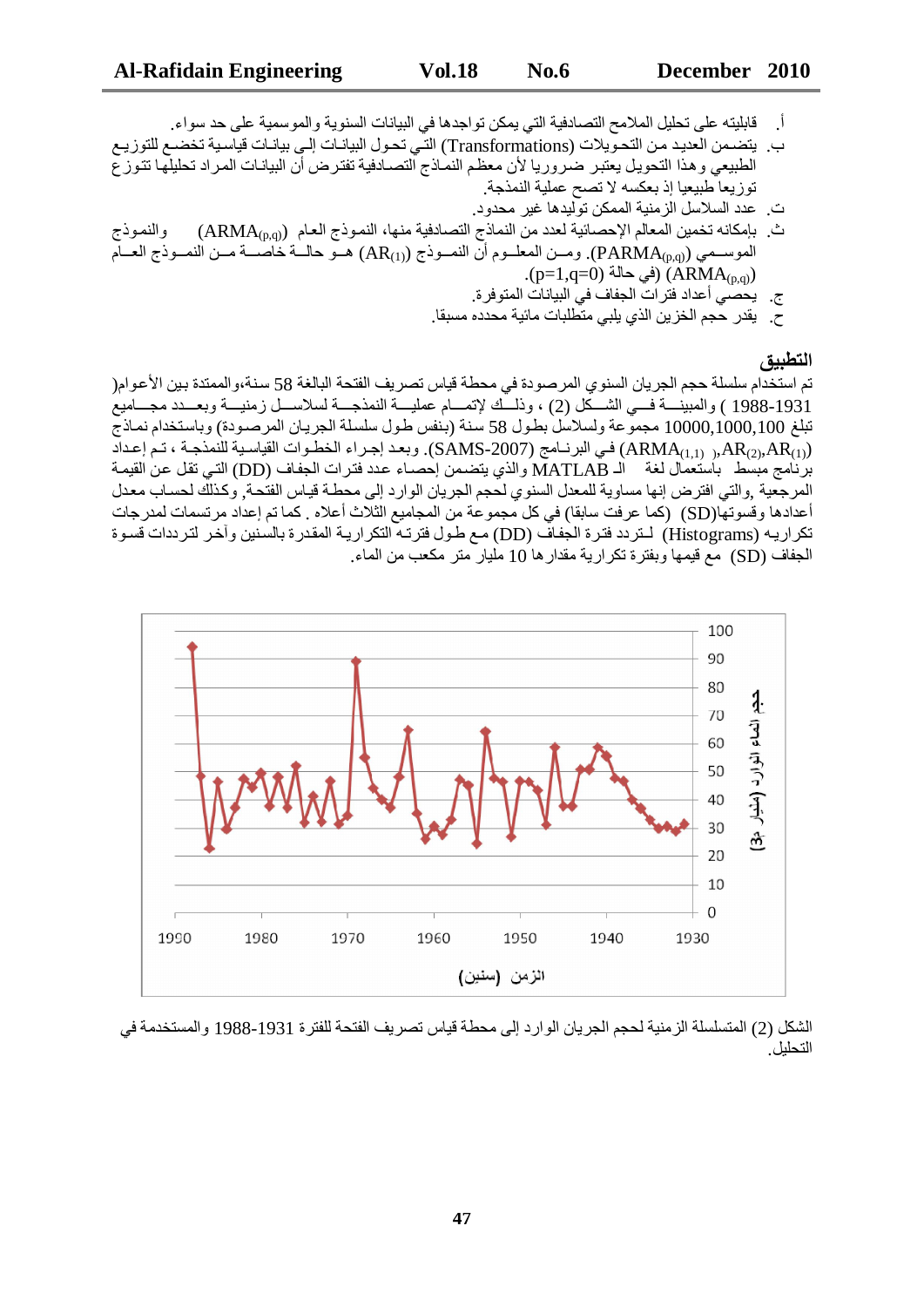أ. قابليته على تحليل الملامح التصادفية التي يمكن تواجدها في البيانات السنوية والموسمية على حد سواء.

ب. يتضمن العديد من التحويلات (Transformations) التي تحول البيانات إلى بيانات قياسية تخضع للتوزيع الطبيعي وهذا التحويل يعتبر ضروريا لأن معظم النماذج التصادفية تفترض أن البيانات المراد تحليلها تتوزع توزيعا طبيعيا إذ بعكسه لا تصح عملية النمذجة.

ت. عدد السلاسل الزمنية الممكن توليدها غير محدود.

ث. بإمكانه تخمين المعالم الإحصائية لعدد من النماذج التصادفية منها، النموذج العام $(ARMA_{(p,q)})$ والنموذج الموسمي $(PARMA_{(p,q)})$. ومن المعلوم أن النموذج $(AR_{(1)})$ هو حالة خاصة من النموذج العام $(ARMA_{(p,q)})$ (في حالة $(p=1,q=0)$).

ج. يحصي أعداد فترات الجفاف في البيانات المتوفرة.

ح. يقدر حجم الخزين الذي يلبي متطلبات مائية محدده مسبقا.

## التطبيق

تم استخدام سلسلة حجم الجريان السنوي المرصودة في محطة قياس تصريف الفتحة البالغة 58 سنة،والممتدة بين الأعوام( 1931-1988 ) والمبينة في الشكل (2) ، وذلك لإتمام عملية النمذجة لسلاسل زمنية وبعدد مجاميع تبلغ 10000,1000,100 مجموعة ولسلاسل بطول 58 سنة (بنفس طول سلسلة الجريان المرصودة) وباستخدام نماذج $(ARMA_{(1,1)}\ ),AR_{(2)},AR_{(1)})$ في البرنامج (SAMS-2007). وبعد إجراء الخطوات القياسية للنمذجة ، تم إعداد برنامج مبسط باستعمال لغة الـ MATLAB والذي يتضمن إحصاء عدد فترات الجفاف (DD) التي تقل عن القيمة المرجعية ,والتي افترض إنها مساوية للمعدل السنوي لحجم الجريان الوارد إلى محطة قياس الفتحة, وكذلك لحساب معدل أعدادها وقسوتها(SD) (كما عرفت سابقا) في كل مجموعة من المجاميع الثلاث أعلاه . كما تم إعداد مرتسمات لمدرجات تكرارية (Histograms) لتردد فترة الجفاف (DD) مع طول فترته التكرارية المقدرة بالسنين وآخر لترددات قسوة الجفاف (SD) مع قيمها وبفترة تكرارية مقدارها 10 مليار متر مكعب من الماء.

الشكل (2) المتسلسلة الزمنية لحجم الجريان الوارد إلى محطة قياس تصريف الفتحة للفترة 1931-1988 والمستخدمة في التحليل.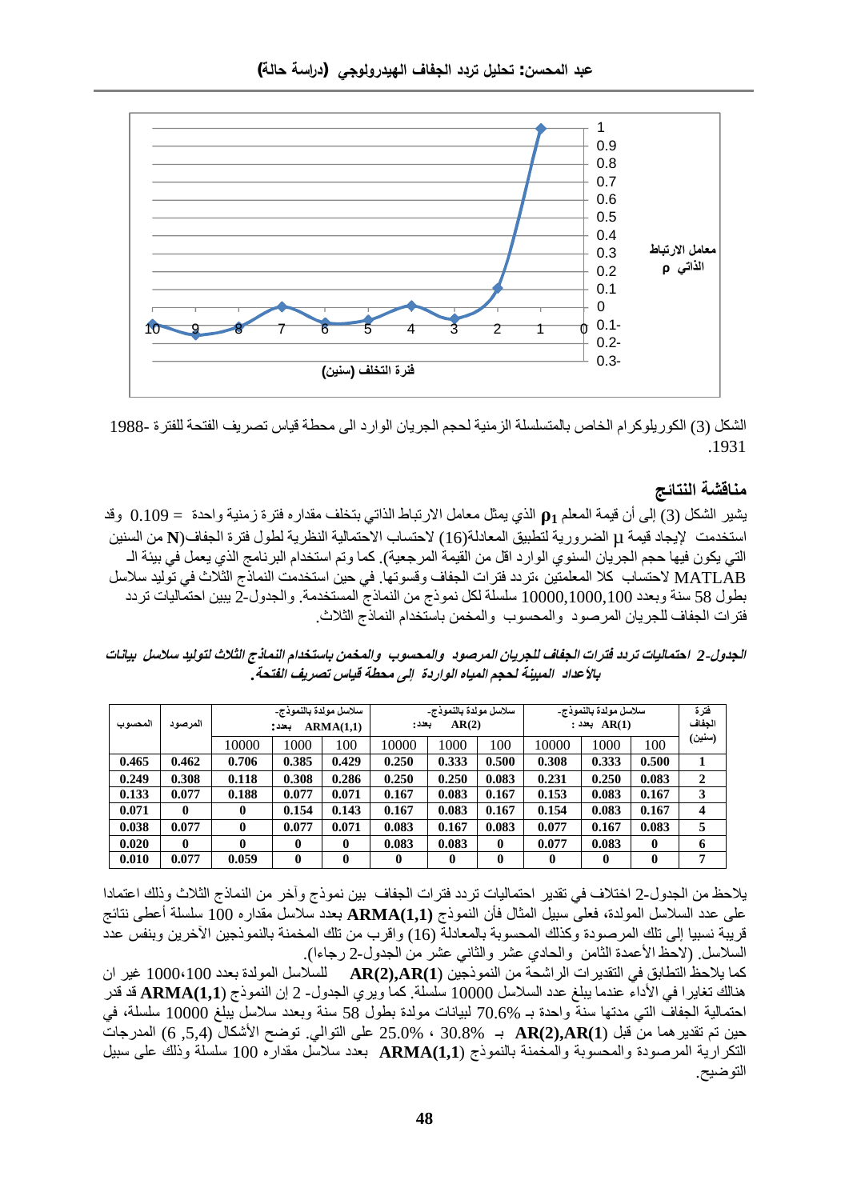الشكل (3) الكوريلوكرام الخاص بالمتسلسلة الزمنية لحجم الجريان الوارد الى محطة قياس تصريف الفتحة للفترة 1988-1931.

## مناقشة النتائج

يشير الشكل (3) إلى أن قيمة المعلم $\rho_1$ الذي يمثل معامل الارتباط الذاتي بتخلف مقداره فترة زمنية واحدة = 0.109 وقد استخدمت لإيجاد قيمة $\mu$ الضرورية لتطبيق المعادلة(16) لاحتساب الاحتمالية النظرية لطول فترة الجفاف($N$ من السنين التي يكون فيها حجم الجريان السنوي الوارد اقل من القيمة المرجعية). كما وتم استخدام البرنامج الذي يعمل في بيئة الـ MATLAB لاحتساب كلا المعلمتين ،تردد فترات الجفاف وقسوتها. في حين استخدمت النماذج الثلاث في توليد سلاسل بطول 58 سنة وبعدد 10000,1000,100 سلسلة لكل نموذج من النماذج المستخدمة. والجدول-2 يبين احتماليات تردد فترات الجفاف للجريان المرصود والمحسوب والمخمن باستخدام النماذج الثلاث.

***الجدول-2 احتماليات تردد فترات الجفاف للجريان المرصود والمحسوب والمخمن باستخدام النماذج الثلاث لتوليد سلاسل بيانات بالأعداد المبينة لحجم المياه الواردة إلى محطة قياس تصريف الفتحة.***

| فترة الجفاف (سنين) | سلاسل مولدة بالنموذج- AR(1) بعدد : | | | سلاسل مولدة بالنموذج- AR(2) بعدد: | | | سلاسل مولدة بالنموذج- ARMA(1,1) بعدد: | | | المرصود | المحسوب |
|---|---|---|---|---|---|---|---|---|---|---|---|
| | 100 | 1000 | 10000 | 100 | 1000 | 10000 | 100 | 1000 | 10000 | | |
| **1** | **0.500** | **0.333** | **0.308** | **0.500** | **0.333** | **0.250** | **0.429** | **0.385** | **0.706** | **0.462** | **0.465** |
| **2** | **0.083** | **0.250** | **0.231** | **0.083** | **0.250** | **0.250** | **0.286** | **0.308** | **0.118** | **0.308** | **0.249** |
| **3** | **0.167** | **0.083** | **0.153** | **0.167** | **0.083** | **0.167** | **0.071** | **0.077** | **0.188** | **0.077** | **0.133** |
| **4** | **0.167** | **0.083** | **0.154** | **0.167** | **0.083** | **0.167** | **0.143** | **0.154** | **0** | **0** | **0.071** |
| **5** | **0.083** | **0.167** | **0.077** | **0.083** | **0.167** | **0.083** | **0.071** | **0.077** | **0** | **0.077** | **0.038** |
| **6** | **0** | **0.083** | **0.077** | **0** | **0.083** | **0.083** | **0** | **0** | **0** | **0** | **0.020** |
| **7** | **0** | **0** | **0** | **0** | **0** | **0** | **0** | **0** | **0.059** | **0.077** | **0.010** |

يلاحظ من الجدول-2 اختلاف في تقدير احتماليات تردد فترات الجفاف بين نموذج وآخر من النماذج الثلاث وذلك اعتمادا على عدد السلاسل المولدة، فعلى سبيل المثال فأن النموذج **ARMA(1,1)** بعدد سلاسل مقداره 100 سلسلة أعطى نتائج قريبة نسبيا إلى تلك المرصودة وكذلك المحسوبة بالمعادلة (16) واقرب من تلك المخمنة بالنموذجين الآخرين وبنفس عدد السلاسل. (لاحظ الأعمدة الثامن والحادي عشر والثاني عشر من الجدول-2 رجاءا).

كما يلاحظ التطابق في التقديرات الراشحة من النموذجين **AR(2),AR(1)** للسلاسل المولدة بعدد 1000،100 غير ان هنالك تغايرا في الأداء عندما يبلغ عدد السلاسل 10000 سلسلة. كما ويري الجدول- 2 إن النموذج **ARMA(1,1)** قد قدر احتمالية الجفاف التي مدتها سنة واحدة بـ 70.6% لبيانات مولدة بطول 58 سنة وبعدد سلاسل يبلغ 10000 سلسلة، في حين تم تقديرهما من قبل **AR(2),AR(1)** بـ 30.8% ، 25.0% على التوالي. توضح الأشكال (5,4 ,6) المدرجات التكرارية المرصودة والمحسوبة والمخمنة بالنموذج **ARMA(1,1)** بعدد سلاسل مقداره 100 سلسلة وذلك على سبيل التوضيح.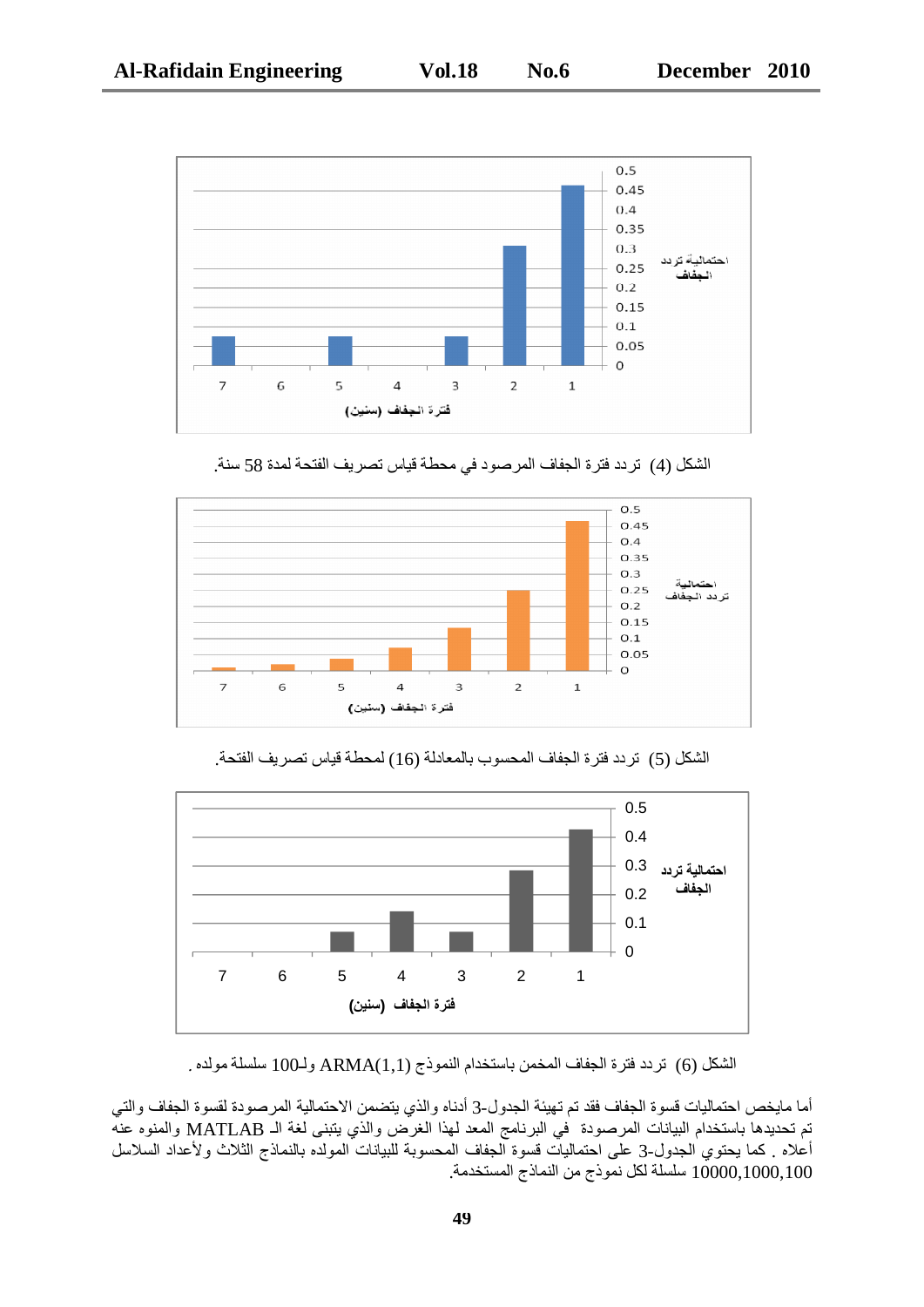الشكل (4) تردد فترة الجفاف المرصود في محطة قياس تصريف الفتحة لمدة 58 سنة.

الشكل (5) تردد فترة الجفاف المحسوب بالمعادلة (16) لمحطة قياس تصريف الفتحة.

الشكل (6) تردد فترة الجفاف المخمن باستخدام النموذج ARMA(1,1) ولـ100 سلسلة مولده .

أما مايخص احتماليات قسوة الجفاف فقد تم تهيئة الجدول-3 أدناه والذي يتضمن الاحتمالية المرصودة لقسوة الجفاف والتي تم تحديدها باستخدام البيانات المرصودة في البرنامج المعد لهذا الغرض والذي يتبنى لغة الـ MATLAB والمنوه عنه أعلاه . كما يحتوي الجدول-3 على احتماليات قسوة الجفاف المحسوبة للبيانات المولده بالنماذج الثلاث ولأعداد السلاسل 10000,1000,100 سلسلة لكل نموذج من النماذج المستخدمة.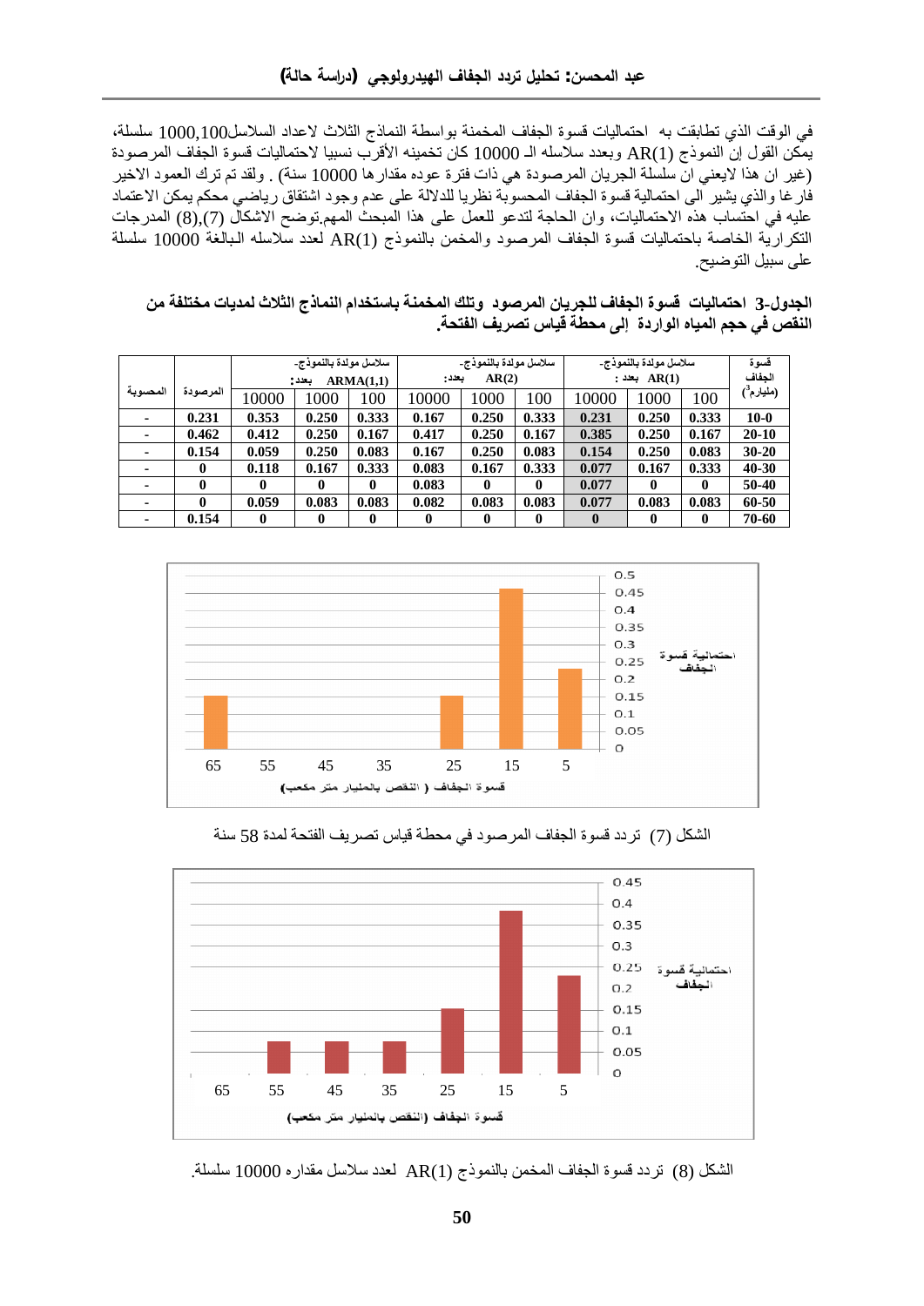في الوقت الذي تطابقت به احتماليات قسوة الجفاف المخمنة بواسطة النماذج الثلاث لاعداد السلاسل1000,100 سلسلة، يمكن القول إن النموذج AR(1) وبعدد سلاسله الـ 10000 كان تخمينه الأقرب نسبيا لاحتماليات قسوة الجفاف المرصودة (غير ان هذا لايعني ان سلسلة الجريان المرصودة هي ذات فترة عوده مقدارها 10000 سنة) . ولقد تم ترك العمود الاخير فارغا والذي يشير الى احتمالية قسوة الجفاف المحسوبة نظريا للدلالة على عدم وجود اشتقاق رياضي محكم يمكن الاعتماد عليه في احتساب هذه الاحتماليات، وان الحاجة لتدعو للعمل على هذا المبحث المهم.توضح الاشكال (7),(8) المدرجات التكرارية الخاصة باحتماليات قسوة الجفاف المرصود والمخمن بالنموذج AR(1) لعدد سلاسله البالغة 10000 سلسلة على سبيل التوضيح.

**الجدول-3 احتماليات قسوة الجفاف للجريان المرصود وتلك المخمنة باستخدام النماذج الثلاث لمديات مختلفة من النقص في حجم المياه الواردة إلى محطة قياس تصريف الفتحة.**

| قسوة الجفاف (مليار$^3$م) | سلاسل مولدة بالنموذج- AR(1) بعدد: | | | سلاسل مولدة بالنموذج- AR(2) بعدد: | | | سلاسل مولدة بالنموذج- ARMA(1,1) بعدد: | | | المرصودة | المحسوبة |
|---|---|---|---|---|---|---|---|---|---|---|---|
| | 100 | 1000 | 10000 | 100 | 1000 | 10000 | 100 | 1000 | 10000 | | |
| 10-0 | 0.333 | 0.250 | 0.231 | 0.333 | 0.250 | 0.167 | 0.333 | 0.250 | 0.353 | 0.231 | - |
| 20-10 | 0.167 | 0.250 | 0.385 | 0.167 | 0.250 | 0.417 | 0.167 | 0.250 | 0.412 | 0.462 | - |
| 30-20 | 0.083 | 0.250 | 0.154 | 0.083 | 0.250 | 0.167 | 0.083 | 0.250 | 0.059 | 0.154 | - |
| 40-30 | 0.333 | 0.167 | 0.077 | 0.333 | 0.167 | 0.083 | 0.333 | 0.167 | 0.118 | 0 | - |
| 50-40 | 0 | 0 | 0.077 | 0 | 0 | 0.083 | 0 | 0 | 0 | 0 | - |
| 60-50 | 0.083 | 0.083 | 0.077 | 0.083 | 0.083 | 0.082 | 0.083 | 0.083 | 0.059 | 0 | - |
| 70-60 | 0 | 0 | 0 | 0 | 0 | 0 | 0 | 0 | 0 | 0.154 | - |

الشكل (7) تردد قسوة الجفاف المرصود في محطة قياس تصريف الفتحة لمدة 58 سنة

الشكل (8) تردد قسوة الجفاف المخمن بالنموذج AR(1) لعدد سلاسل مقداره 10000 سلسلة.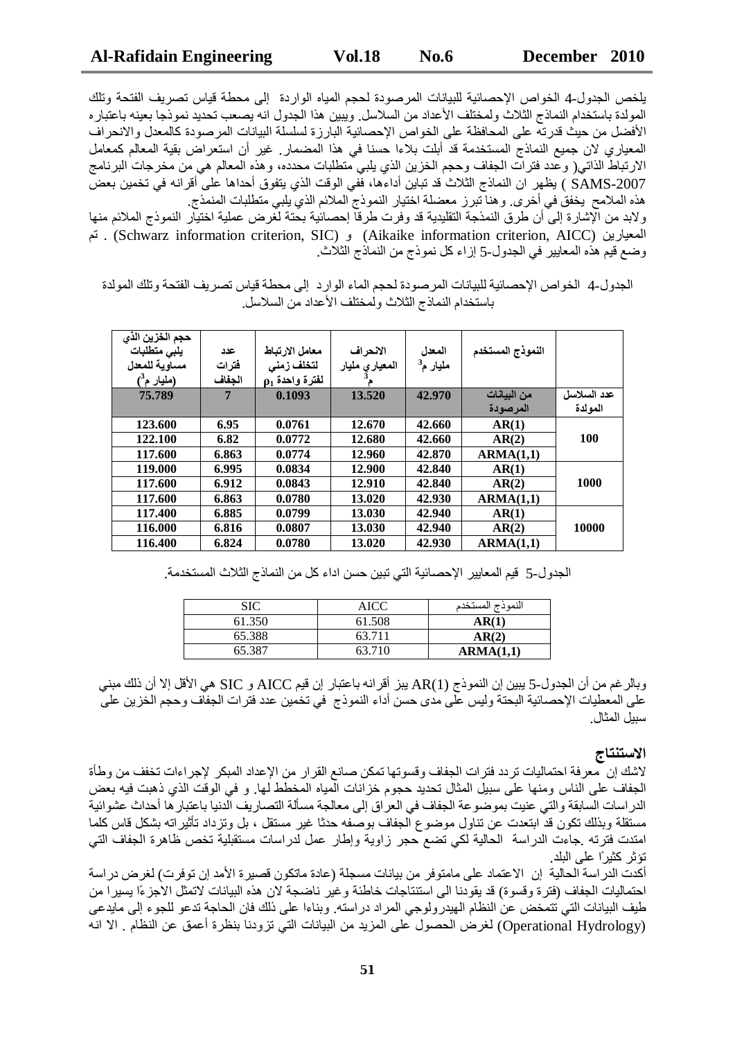يلخص الجدول-4 الخواص الإحصائية للبيانات المرصودة لحجم المياه الواردة إلى محطة قياس تصريف الفتحة وتلك المولدة باستخدام النماذج الثلاث ولمختلف الأعداد من السلاسل. ويبين هذا الجدول انه يصعب تحديد نموذجا بعينه باعتباره الأفضل من حيث قدرته على المحافظة على الخواص الإحصائية البارزة لسلسلة البيانات المرصودة كالمعدل والانحراف المعياري لان جميع النماذج المستخدمة قد أبلت بلاءا حسنا في هذا المضمار. غير أن استعراض بقية المعالم كمعامل الارتباط الذاتي( وعدد فترات الجفاف وحجم الخزين الذي يلبي متطلبات محدده، وهذه المعالم هي من مخرجات البرنامج SAMS-2007 ) يظهر ان النماذج الثلاث قد تباين أداءها، ففي الوقت الذي يتفوق أحداها على أقرانه في تخمين بعض هذه الملامح يخفق في أخرى. وهنا تبرز معضلة اختيار النموذج الملائم الذي يلبي متطلبات المنمذج.

ولابد من الإشارة إلى أن طرق النمذجة التقليدية قد وفرت طرقا إحصائية بحتة لغرض عملية اختيار النموذج الملائم منها المعيارين (Aikaike information criterion, AICC) و (Schwarz information criterion, SIC) . تم وضع قيم هذه المعايير في الجدول-5 إزاء كل نموذج من النماذج الثلاث.

الجدول-4 الخواص الإحصائية للبيانات المرصودة لحجم الماء الوارد إلى محطة قياس تصريف الفتحة وتلك المولدة باستخدام النماذج الثلاث ولمختلف الأعداد من السلاسل.

| عدد السلاسل المولدة | النموذج المستخدم | المعدل مليار م$^3$ | الانحراف المعياري مليار م$^3$ | معامل الارتباط لتخلف زمني لفترة واحدة $\rho_1$ | عدد فترات الجفاف | حجم الخزين الذي يلبي متطلبات مساوية للمعدل (مليار م$^3$) |
|---|---|---|---|---|---|---|
| | من البيانات المرصودة | 42.970 | 13.520 | 0.1093 | 7 | 75.789 |
| 100 | AR(1) | 42.660 | 12.670 | 0.0761 | 6.95 | 123.600 |
| | AR(2) | 42.660 | 12.680 | 0.0772 | 6.82 | 122.100 |
| | ARMA(1,1) | 42.870 | 12.960 | 0.0774 | 6.863 | 117.600 |
| 1000 | AR(1) | 42.840 | 12.900 | 0.0834 | 6.995 | 119.000 |
| | AR(2) | 42.840 | 12.910 | 0.0843 | 6.912 | 117.600 |
| | ARMA(1,1) | 42.930 | 13.020 | 0.0780 | 6.863 | 117.600 |
| 10000 | AR(1) | 42.940 | 13.030 | 0.0799 | 6.885 | 117.400 |
| | AR(2) | 42.940 | 13.030 | 0.0807 | 6.816 | 116.000 |
| | ARMA(1,1) | 42.930 | 13.020 | 0.0780 | 6.824 | 116.400 |

الجدول-5 قيم المعايير الإحصائية التي تبين حسن اداء كل من النماذج الثلاث المستخدمة.

| النموذج المستخدم | AICC | SIC |
|---|---|---|
| AR(1) | 61.508 | 61.350 |
| AR(2) | 63.711 | 65.388 |
| ARMA(1,1) | 63.710 | 65.387 |

وبالرغم من أن الجدول-5 يبين إن النموذج AR(1) يبز أقرانه باعتبار إن قيم AICC و SIC هي الأقل إلا أن ذلك مبني على المعطيات الإحصائية البحتة وليس على مدى حسن أداء النموذج في تخمين عدد فترات الجفاف وحجم الخزين على سبيل المثال.

## الاستنتاج

لاشك إن معرفة احتماليات تردد فترات الجفاف وقسوتها تمكن صانع القرار من الإعداد المبكر لإجراءات تخفف من وطأة الجفاف على الناس ومنها على سبيل المثال تحديد حجوم خزانات المياه المخطط لها. و في الوقت الذي ذهبت فيه بعض الدراسات السابقة والتي عنيت بموضوعة الجفاف في العراق إلى معالجة مسألة التصاريف الدنيا باعتبارها أحداث عشوائية مستقلة وبذلك تكون قد ابتعدت عن تناول موضوع الجفاف بوصفه حدثا غير مستقل ، بل وتزداد تأثيراته بشكل قاس كلما امتدت فترته .جاءت الدراسة الحالية لكي تضع حجر زاوية وإطار عمل لدراسات مستقبلية تخص ظاهرة الجفاف التي تؤثر كثيرًا على البلد.

أكدت الدراسة الحالية إن الاعتماد على ماموتوفر من بيانات مسجلة (عادة ماتكون قصيرة الأمد إن توفرت) لغرض دراسة احتماليات الجفاف (فترة وقسوة) قد يقودنا الى استنتاجات خاطئة وغير ناضجة لان هذه البيانات لاتمثل الاجزءًا يسيرا من طيف البيانات التي تتمخض عن النظام الهيدرولوجي المراد دراسته. وبناءا على ذلك فان الحاجة تدعو للجوء إلى مايدعى (Operational Hydrology) لغرض الحصول على المزيد من البيانات التي تزودنا بنظرة أعمق عن النظام . الا انه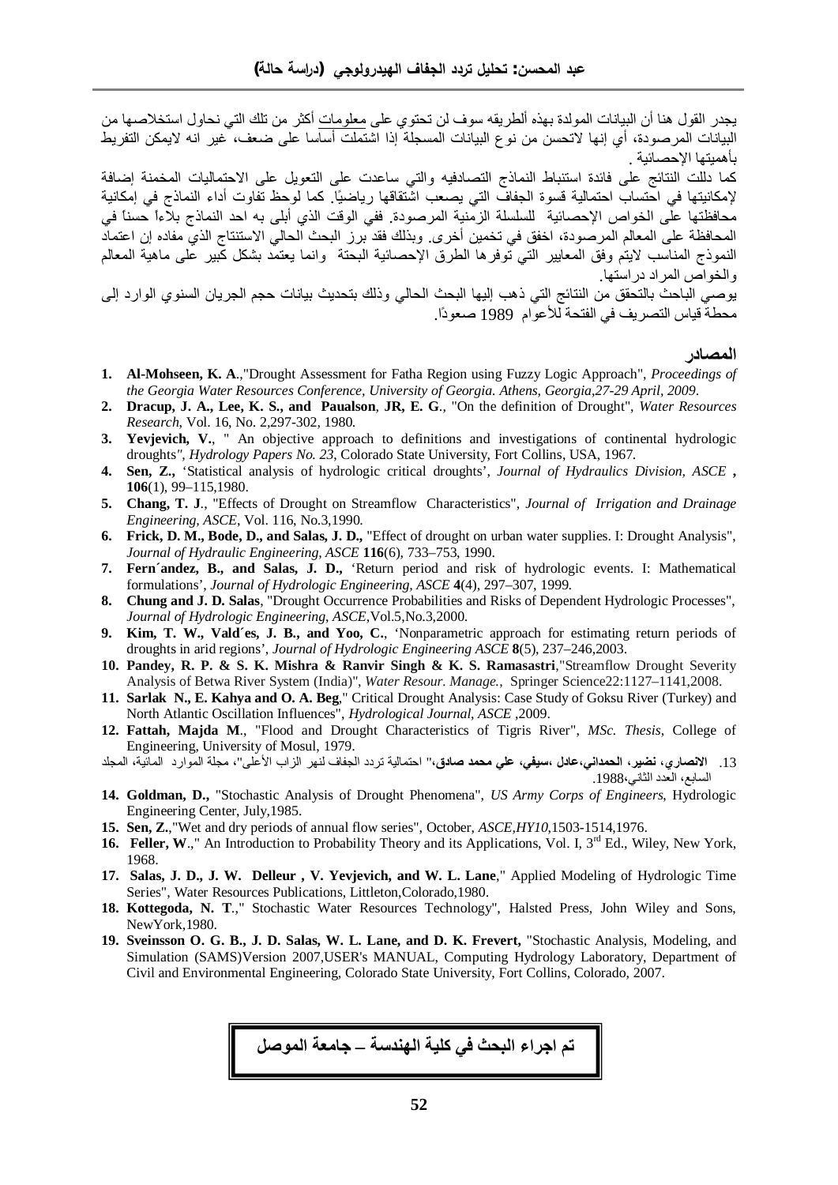يجدر القول هنا أن البيانات المولدة بهذه ألطريقه سوف لن تحتوي على معلومات أكثر من تلك التي نحاول استخلاصها من البيانات المرصودة، أي إنها لاتحسن من نوع البيانات المسجلة إذا اشتملت أساسا على ضعف، غير انه لايمكن التفريط بأهميتها الإحصائية .

كما دللت النتائج على فائدة استنباط النماذج التصادفيه والتي ساعدت على التعويل على الاحتماليات المخمنة إضافة لإمكانيتها في احتساب احتمالية قسوة الجفاف التي يصعب اشتقاقها رياضيًا. كما لوحظ تفاوت أداء النماذج في إمكانية محافظتها على الخواص الإحصائية للسلسلة الزمنية المرصودة. ففي الوقت الذي أبلى به احد النماذج بلاءاً حسناً في المحافظة على المعالم المرصودة، اخفق في تخمين أخرى. وبذلك فقد برز البحث الحالي الاستنتاج الذي مفاده إن اعتماد النموذج المناسب لايتم وفق المعايير التي توفرها الطرق الإحصائية البحتة وانما يعتمد بشكل كبير على ماهية المعالم والخواص المراد دراستها.

يوصي الباحث بالتحقق من النتائج التي ذهب إليها البحث الحالي وذلك بتحديث بيانات حجم الجريان السنوي الوارد إلى محطة قياس التصريف في الفتحة للأعوام 1989 صعودًا.

## المصادر

1. **Al-Mohseen, K. A**.,"Drought Assessment for Fatha Region using Fuzzy Logic Approach", *Proceedings of the Georgia Water Resources Conference, University of Georgia. Athens, Georgia,27-29 April, 2009*.
2. **Dracup, J. A., Lee, K. S., and Paualson**, **JR, E. G**., "On the definition of Drought", *Water Resources Research*, Vol. 16, No. 2,297-302, 1980.
3. **Yevjevich, V.**, " An objective approach to definitions and investigations of continental hydrologic droughts", *Hydrology Papers No. 23*, Colorado State University, Fort Collins, USA, 1967.
4. **Sen, Z.,** ‘Statistical analysis of hydrologic critical droughts’, *Journal of Hydraulics Division, ASCE* , **106**(1), 99–115,1980.
5. **Chang, T. J**., "Effects of Drought on Streamflow Characteristics", *Journal of Irrigation and Drainage Engineering, ASCE*, Vol. 116, No.3,1990.
6. **Frick, D. M., Bode, D., and Salas, J. D.,** "Effect of drought on urban water supplies. I: Drought Analysis", *Journal of Hydraulic Engineering, ASCE* **116**(6), 733–753, 1990.
7. **Fern´andez, B., and Salas, J. D.,** ‘Return period and risk of hydrologic events. I: Mathematical formulations’, *Journal of Hydrologic Engineering, ASCE* **4**(4), 297–307, 1999.
8. **Chung and J. D. Salas**, "Drought Occurrence Probabilities and Risks of Dependent Hydrologic Processes", *Journal of Hydrologic Engineering, ASCE*,Vol.5,No.3,2000.
9. **Kim, T. W., Vald´es, J. B., and Yoo, C.**, ‘Nonparametric approach for estimating return periods of droughts in arid regions’, *Journal of Hydrologic Engineering ASCE* **8**(5), 237–246,2003.
10. **Pandey, R. P. & S. K. Mishra & Ranvir Singh & K. S. Ramasastri**,"Streamflow Drought Severity Analysis of Betwa River System (India)", *Water Resour. Manage.*, Springer Science22:1127–1141,2008.
11. **Sarlak N., E. Kahya and O. A. Beg**," Critical Drought Analysis: Case Study of Goksu River (Turkey) and North Atlantic Oscillation Influences", *Hydrological Journal, ASCE* ,2009.
12. **Fattah, Majda M**., "Flood and Drought Characteristics of Tigris River", *MSc. Thesis*, College of Engineering, University of Mosul, 1979.
13. **الانصاري، نضير، الحمداني،عادل ،سيفي، علي محمد صادق**،" احتمالية تردد الجفاف لنهر الزاب الأعلى"، مجلة الموارد المائية، المجلد السابع، العدد الثاني،1988.
14. **Goldman, D.,** "Stochastic Analysis of Drought Phenomena", *US Army Corps of Engineers*, Hydrologic Engineering Center, July,1985.
15. **Sen, Z.**,"Wet and dry periods of annual flow series", October, *ASCE,HY10*,1503-1514,1976.
16. **Feller, W**.," An Introduction to Probability Theory and its Applications, Vol. I, 3rd Ed., Wiley, New York, 1968.
17. **Salas, J. D., J. W. Delleur , V. Yevjevich, and W. L. Lane**," Applied Modeling of Hydrologic Time Series", Water Resources Publications, Littleton,Colorado,1980.
18. **Kottegoda, N. T**.," Stochastic Water Resources Technology", Halsted Press, John Wiley and Sons, NewYork,1980.
19. **Sveinsson O. G. B., J. D. Salas, W. L. Lane, and D. K. Frevert,** "Stochastic Analysis, Modeling, and Simulation (SAMS)Version 2007,USER's MANUAL, Computing Hydrology Laboratory, Department of Civil and Environmental Engineering, Colorado State University, Fort Collins, Colorado, 2007.

**تم اجراء البحث في كلية الهندسة – جامعة الموصل**